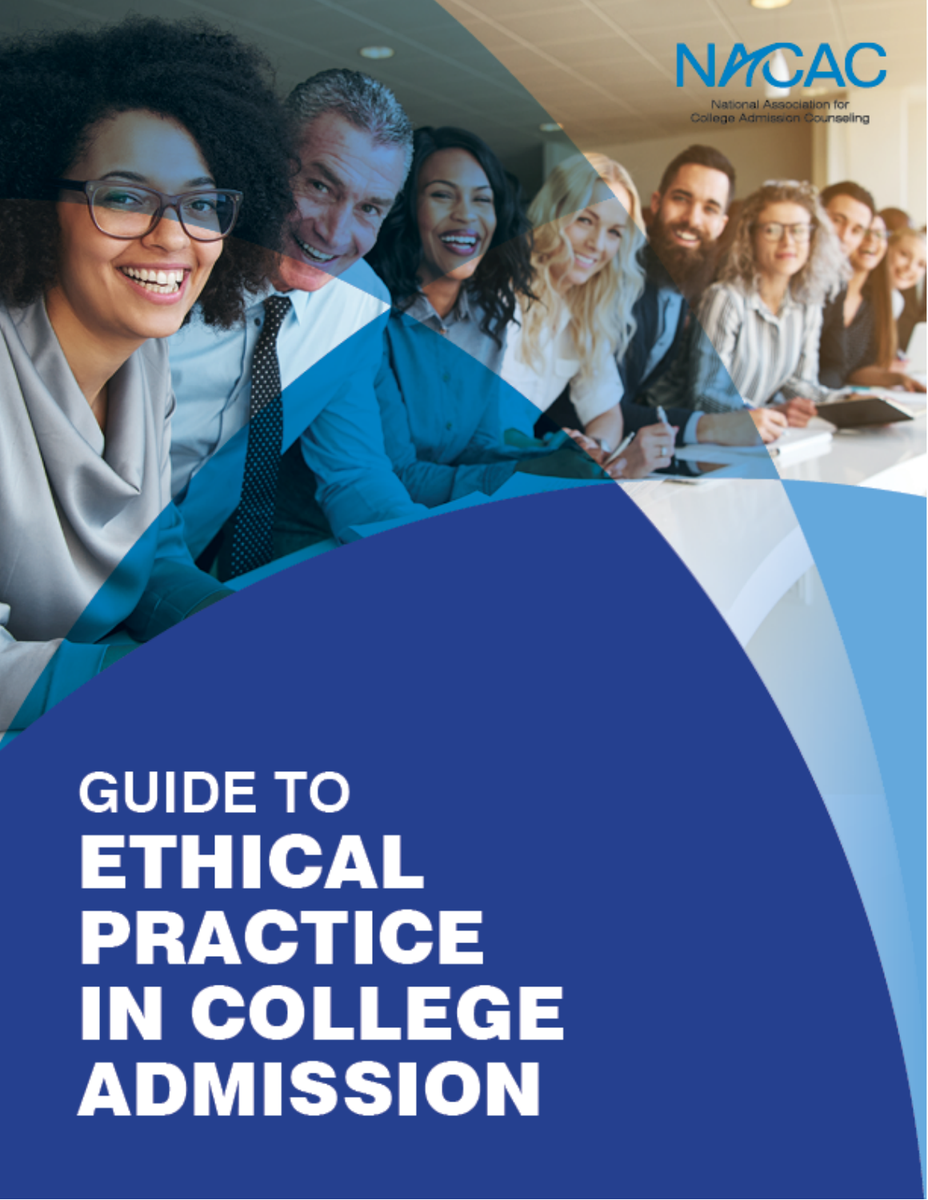NACAC

National Association for College Admission Counseling

# GUIDE TO ETHICAL PRACTICE IN COLLEGE ADMISSION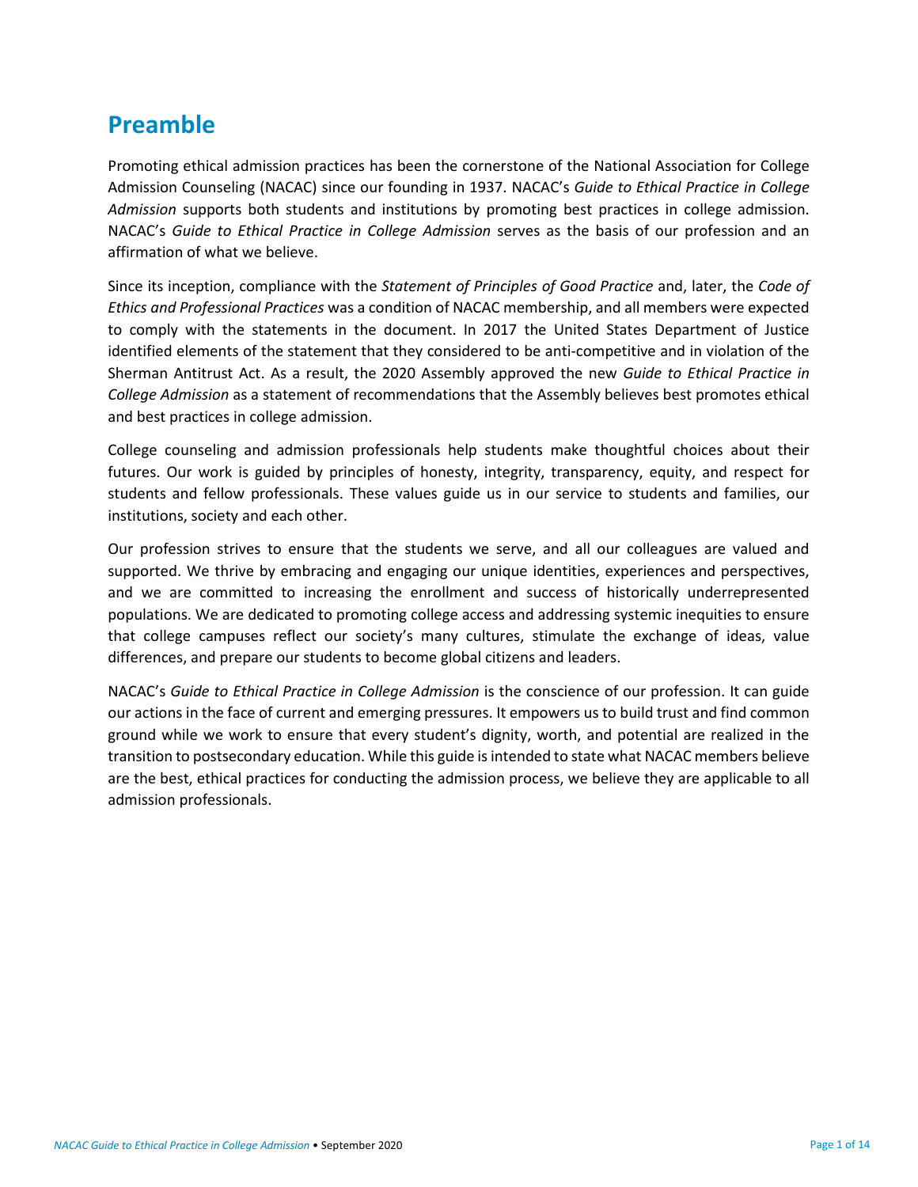# Preamble

Promoting ethical admission practices has been the cornerstone of the National Association for College Admission Counseling (NACAC) since our founding in 1937. NACAC's *Guide to Ethical Practice in College Admission* supports both students and institutions by promoting best practices in college admission. NACAC's *Guide to Ethical Practice in College Admission* serves as the basis of our profession and an affirmation of what we believe.

Since its inception, compliance with the *Statement of Principles of Good Practice* and, later, the *Code of Ethics and Professional Practices* was a condition of NACAC membership, and all members were expected to comply with the statements in the document. In 2017 the United States Department of Justice identified elements of the statement that they considered to be anti-competitive and in violation of the Sherman Antitrust Act. As a result, the 2020 Assembly approved the new *Guide to Ethical Practice in College Admission* as a statement of recommendations that the Assembly believes best promotes ethical and best practices in college admission.

College counseling and admission professionals help students make thoughtful choices about their futures. Our work is guided by principles of honesty, integrity, transparency, equity, and respect for students and fellow professionals. These values guide us in our service to students and families, our institutions, society and each other.

Our profession strives to ensure that the students we serve, and all our colleagues are valued and supported. We thrive by embracing and engaging our unique identities, experiences and perspectives, and we are committed to increasing the enrollment and success of historically underrepresented populations. We are dedicated to promoting college access and addressing systemic inequities to ensure that college campuses reflect our society's many cultures, stimulate the exchange of ideas, value differences, and prepare our students to become global citizens and leaders.

NACAC's *Guide to Ethical Practice in College Admission* is the conscience of our profession. It can guide our actions in the face of current and emerging pressures. It empowers us to build trust and find common ground while we work to ensure that every student's dignity, worth, and potential are realized in the transition to postsecondary education. While this guide is intended to state what NACAC members believe are the best, ethical practices for conducting the admission process, we believe they are applicable to all admission professionals.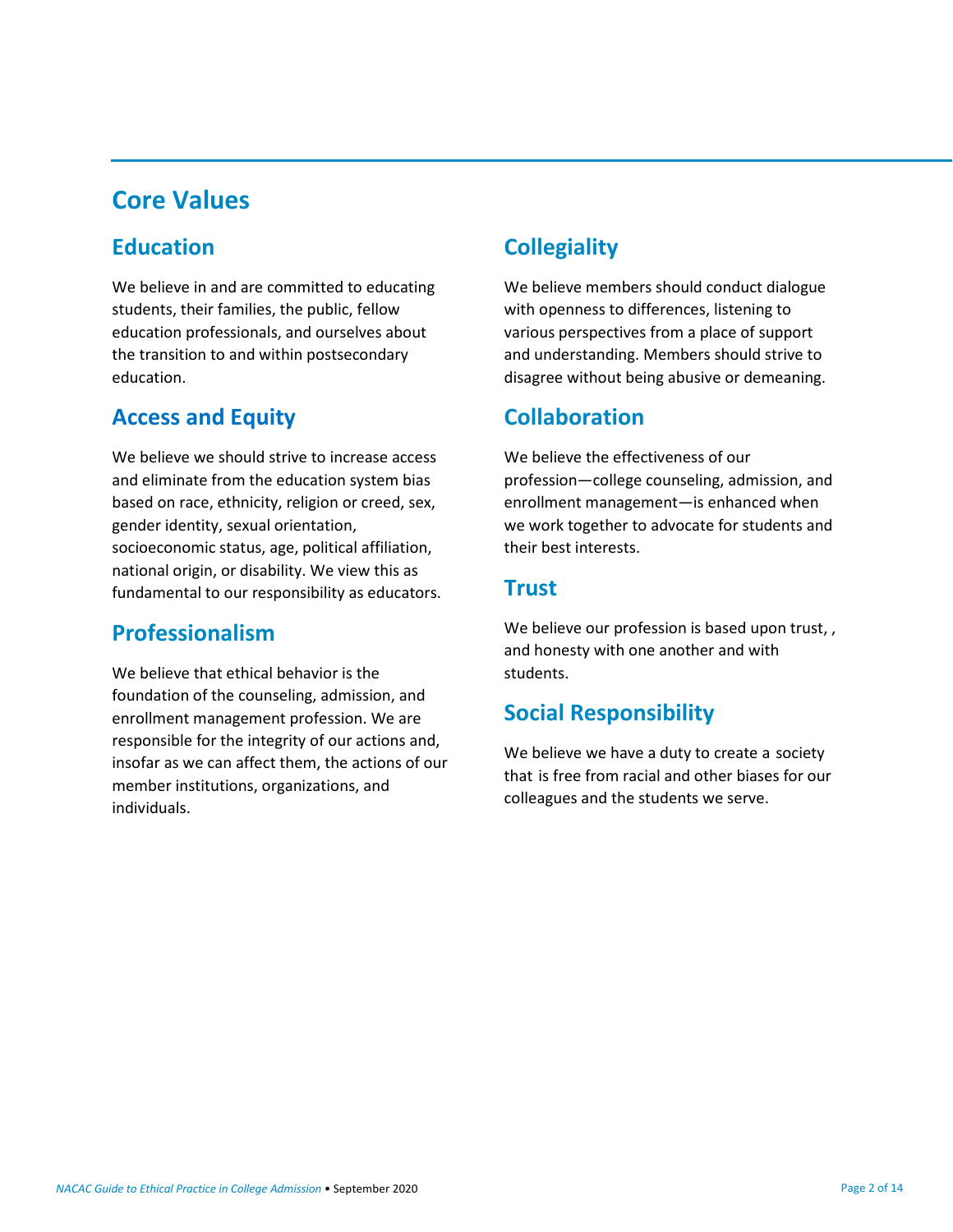# Core Values

## Education

We believe in and are committed to educating students, their families, the public, fellow education professionals, and ourselves about the transition to and within postsecondary education.

## Access and Equity

We believe we should strive to increase access and eliminate from the education system bias based on race, ethnicity, religion or creed, sex, gender identity, sexual orientation, socioeconomic status, age, political affiliation, national origin, or disability. We view this as fundamental to our responsibility as educators.

## Professionalism

We believe that ethical behavior is the foundation of the counseling, admission, and enrollment management profession. We are responsible for the integrity of our actions and, insofar as we can affect them, the actions of our member institutions, organizations, and individuals.

## Collegiality

We believe members should conduct dialogue with openness to differences, listening to various perspectives from a place of support and understanding. Members should strive to disagree without being abusive or demeaning.

## Collaboration

We believe the effectiveness of our profession—college counseling, admission, and enrollment management—is enhanced when we work together to advocate for students and their best interests.

## Trust

We believe our profession is based upon trust, , and honesty with one another and with students.

## Social Responsibility

We believe we have a duty to create a society that is free from racial and other biases for our colleagues and the students we serve.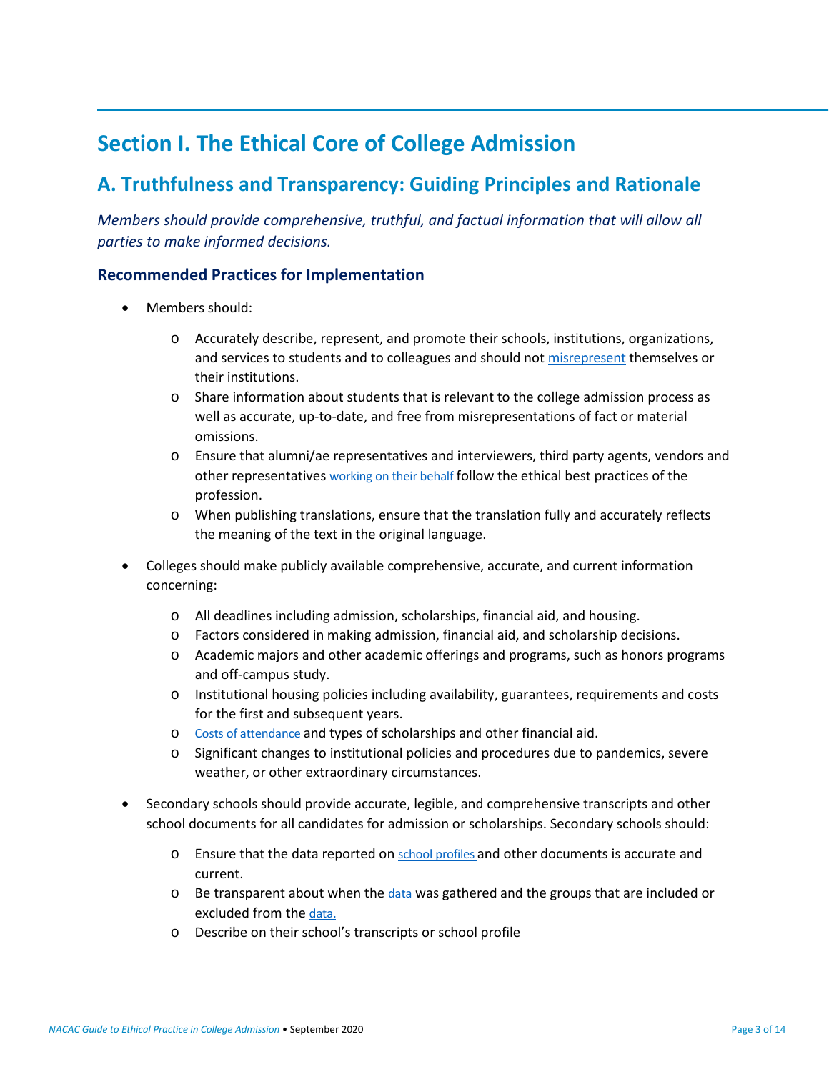# Section I. The Ethical Core of College Admission

## A. Truthfulness and Transparency: Guiding Principles and Rationale

*Members should provide comprehensive, truthful, and factual information that will allow all parties to make informed decisions.*

### Recommended Practices for Implementation

- Members should:
  - Accurately describe, represent, and promote their schools, institutions, organizations, and services to students and to colleagues and should not misrepresent themselves or their institutions.
  - Share information about students that is relevant to the college admission process as well as accurate, up-to-date, and free from misrepresentations of fact or material omissions.
  - Ensure that alumni/ae representatives and interviewers, third party agents, vendors and other representatives working on their behalf follow the ethical best practices of the profession.
  - When publishing translations, ensure that the translation fully and accurately reflects the meaning of the text in the original language.
- Colleges should make publicly available comprehensive, accurate, and current information concerning:
  - All deadlines including admission, scholarships, financial aid, and housing.
  - Factors considered in making admission, financial aid, and scholarship decisions.
  - Academic majors and other academic offerings and programs, such as honors programs and off-campus study.
  - Institutional housing policies including availability, guarantees, requirements and costs for the first and subsequent years.
  - Costs of attendance and types of scholarships and other financial aid.
  - Significant changes to institutional policies and procedures due to pandemics, severe weather, or other extraordinary circumstances.
- Secondary schools should provide accurate, legible, and comprehensive transcripts and other school documents for all candidates for admission or scholarships. Secondary schools should:
  - Ensure that the data reported on school profiles and other documents is accurate and current.
  - Be transparent about when the data was gathered and the groups that are included or excluded from the data.
  - Describe on their school's transcripts or school profile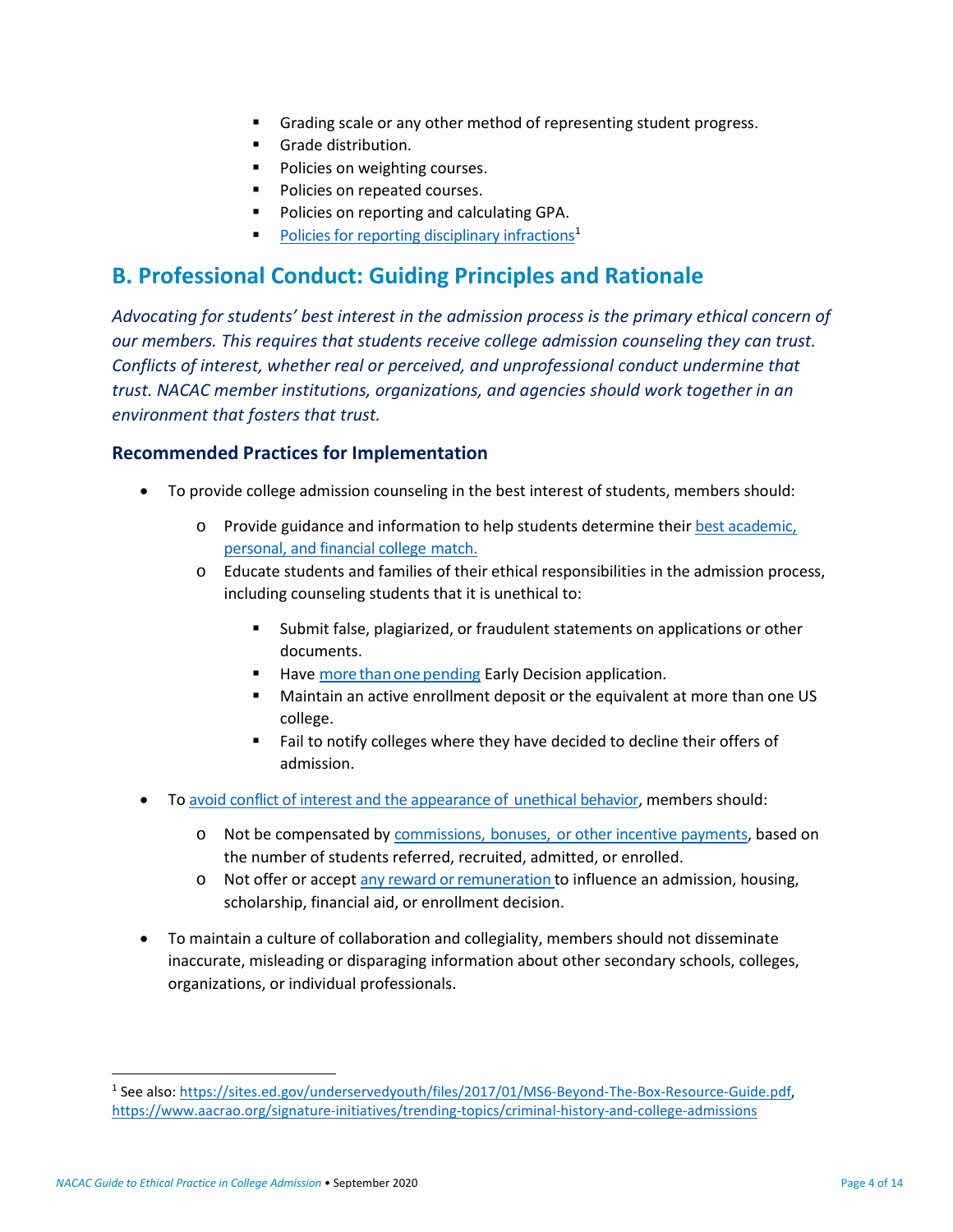- Grading scale or any other method of representing student progress.
- Grade distribution.
- Policies on weighting courses.
- Policies on repeated courses.
- Policies on reporting and calculating GPA.
- Policies for reporting disciplinary infractions[1]

## B. Professional Conduct: Guiding Principles and Rationale

*Advocating for students' best interest in the admission process is the primary ethical concern of our members. This requires that students receive college admission counseling they can trust. Conflicts of interest, whether real or perceived, and unprofessional conduct undermine that trust. NACAC member institutions, organizations, and agencies should work together in an environment that fosters that trust.*

### Recommended Practices for Implementation

- To provide college admission counseling in the best interest of students, members should:
  - Provide guidance and information to help students determine their best academic, personal, and financial college match.
  - Educate students and families of their ethical responsibilities in the admission process, including counseling students that it is unethical to:
    - Submit false, plagiarized, or fraudulent statements on applications or other documents.
    - Have more than one pending Early Decision application.
    - Maintain an active enrollment deposit or the equivalent at more than one US college.
    - Fail to notify colleges where they have decided to decline their offers of admission.
- To avoid conflict of interest and the appearance of unethical behavior, members should:
  - Not be compensated by commissions, bonuses, or other incentive payments, based on the number of students referred, recruited, admitted, or enrolled.
  - Not offer or accept any reward or remuneration to influence an admission, housing, scholarship, financial aid, or enrollment decision.
- To maintain a culture of collaboration and collegiality, members should not disseminate inaccurate, misleading or disparaging information about other secondary schools, colleges, organizations, or individual professionals.

---

[1] See also: https://sites.ed.gov/underservedyouth/files/2017/01/MS6-Beyond-The-Box-Resource-Guide.pdf, https://www.aacrao.org/signature-initiatives/trending-topics/criminal-history-and-college-admissions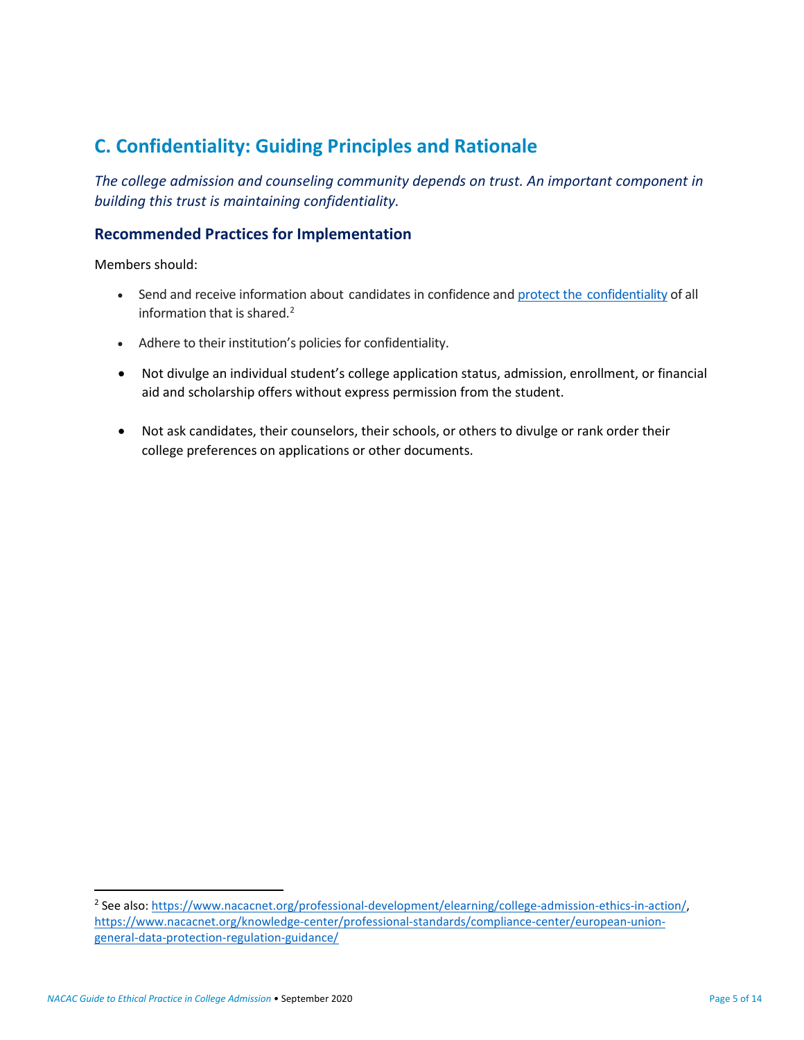## C. Confidentiality: Guiding Principles and Rationale

*The college admission and counseling community depends on trust. An important component in building this trust is maintaining confidentiality.*

### Recommended Practices for Implementation

Members should:

- Send and receive information about candidates in confidence and [protect the confidentiality]() of all information that is shared.[2]
- Adhere to their institution's policies for confidentiality.
- Not divulge an individual student's college application status, admission, enrollment, or financial aid and scholarship offers without express permission from the student.
- Not ask candidates, their counselors, their schools, or others to divulge or rank order their college preferences on applications or other documents.

---

[2] See also: https://www.nacacnet.org/professional-development/elearning/college-admission-ethics-in-action/, https://www.nacacnet.org/knowledge-center/professional-standards/compliance-center/european-union-general-data-protection-regulation-guidance/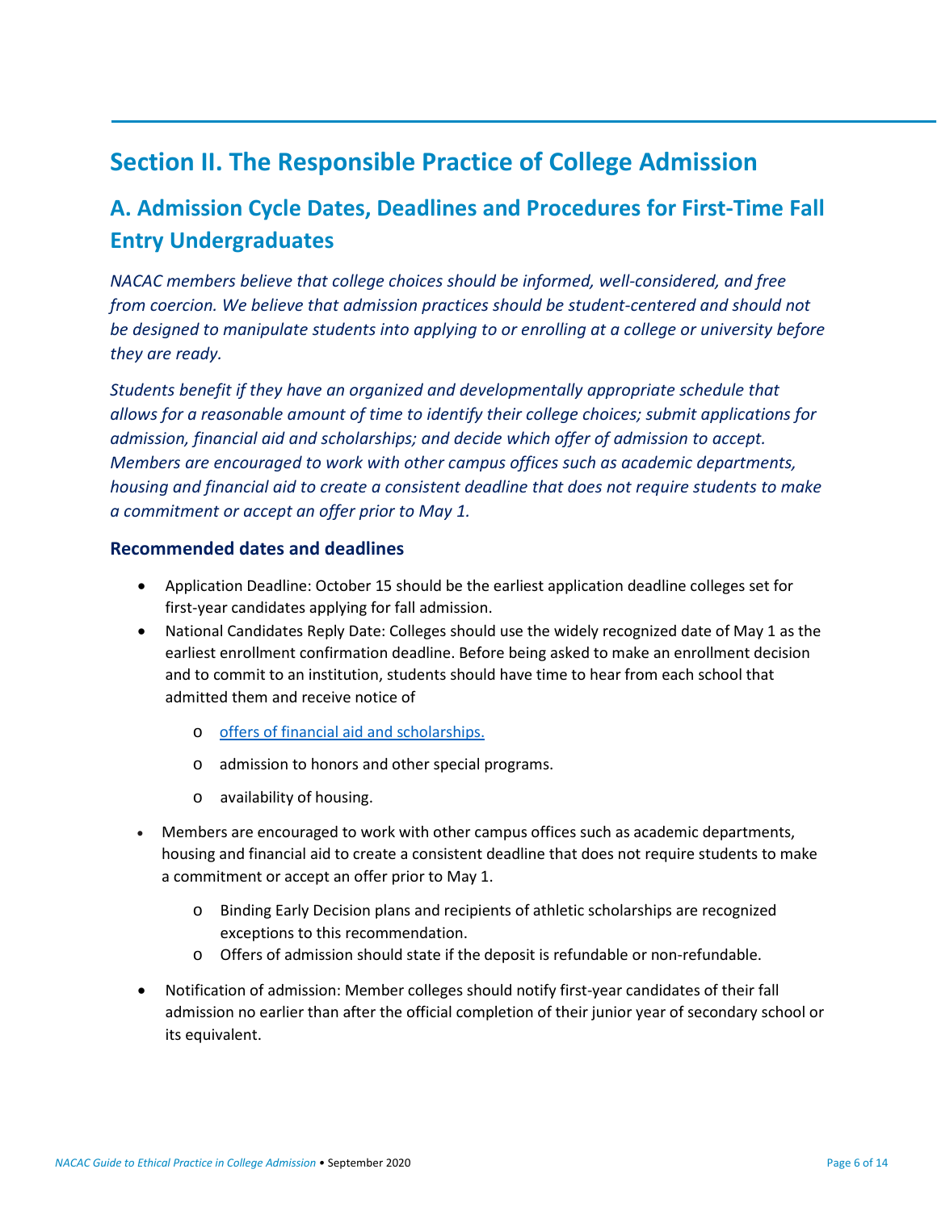# Section II. The Responsible Practice of College Admission

## A. Admission Cycle Dates, Deadlines and Procedures for First-Time Fall Entry Undergraduates

*NACAC members believe that college choices should be informed, well-considered, and free from coercion. We believe that admission practices should be student-centered and should not be designed to manipulate students into applying to or enrolling at a college or university before they are ready.*

*Students benefit if they have an organized and developmentally appropriate schedule that allows for a reasonable amount of time to identify their college choices; submit applications for admission, financial aid and scholarships; and decide which offer of admission to accept. Members are encouraged to work with other campus offices such as academic departments, housing and financial aid to create a consistent deadline that does not require students to make a commitment or accept an offer prior to May 1.*

### Recommended dates and deadlines

- Application Deadline: October 15 should be the earliest application deadline colleges set for first-year candidates applying for fall admission.
- National Candidates Reply Date: Colleges should use the widely recognized date of May 1 as the earliest enrollment confirmation deadline. Before being asked to make an enrollment decision and to commit to an institution, students should have time to hear from each school that admitted them and receive notice of
  - offers of financial aid and scholarships.
  - admission to honors and other special programs.
  - availability of housing.
- Members are encouraged to work with other campus offices such as academic departments, housing and financial aid to create a consistent deadline that does not require students to make a commitment or accept an offer prior to May 1.
  - Binding Early Decision plans and recipients of athletic scholarships are recognized exceptions to this recommendation.
  - Offers of admission should state if the deposit is refundable or non-refundable.
- Notification of admission: Member colleges should notify first-year candidates of their fall admission no earlier than after the official completion of their junior year of secondary school or its equivalent.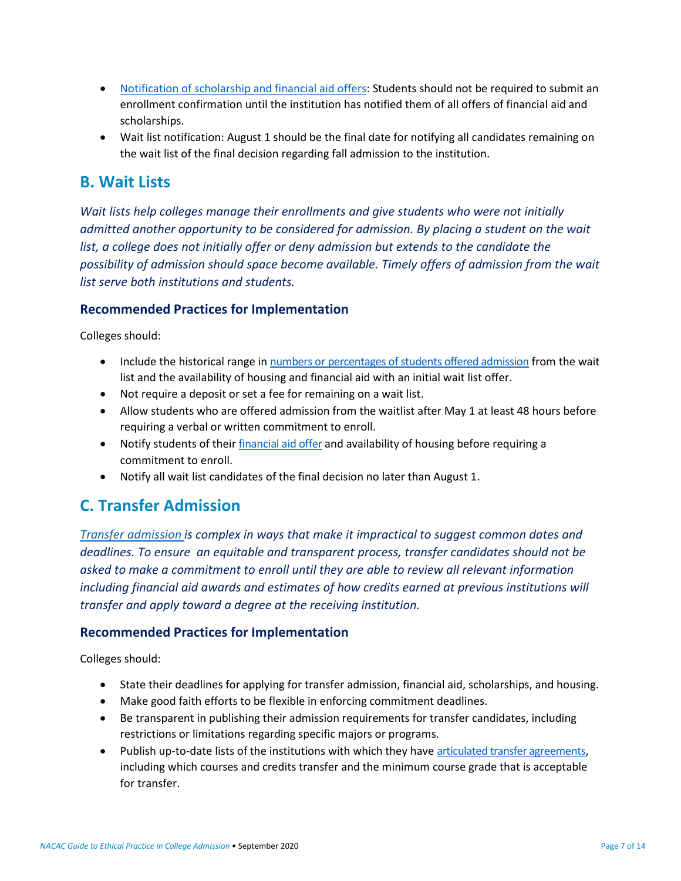- Notification of scholarship and financial aid offers: Students should not be required to submit an enrollment confirmation until the institution has notified them of all offers of financial aid and scholarships.
- Wait list notification: August 1 should be the final date for notifying all candidates remaining on the wait list of the final decision regarding fall admission to the institution.

## B. Wait Lists

*Wait lists help colleges manage their enrollments and give students who were not initially admitted another opportunity to be considered for admission. By placing a student on the wait list, a college does not initially offer or deny admission but extends to the candidate the possibility of admission should space become available. Timely offers of admission from the wait list serve both institutions and students.*

### Recommended Practices for Implementation

Colleges should:

- Include the historical range in numbers or percentages of students offered admission from the wait list and the availability of housing and financial aid with an initial wait list offer.
- Not require a deposit or set a fee for remaining on a wait list.
- Allow students who are offered admission from the waitlist after May 1 at least 48 hours before requiring a verbal or written commitment to enroll.
- Notify students of their financial aid offer and availability of housing before requiring a commitment to enroll.
- Notify all wait list candidates of the final decision no later than August 1.

## C. Transfer Admission

*Transfer admission is complex in ways that make it impractical to suggest common dates and deadlines. To ensure an equitable and transparent process, transfer candidates should not be asked to make a commitment to enroll until they are able to review all relevant information including financial aid awards and estimates of how credits earned at previous institutions will transfer and apply toward a degree at the receiving institution.*

### Recommended Practices for Implementation

Colleges should:

- State their deadlines for applying for transfer admission, financial aid, scholarships, and housing.
- Make good faith efforts to be flexible in enforcing commitment deadlines.
- Be transparent in publishing their admission requirements for transfer candidates, including restrictions or limitations regarding specific majors or programs.
- Publish up-to-date lists of the institutions with which they have articulated transfer agreements, including which courses and credits transfer and the minimum course grade that is acceptable for transfer.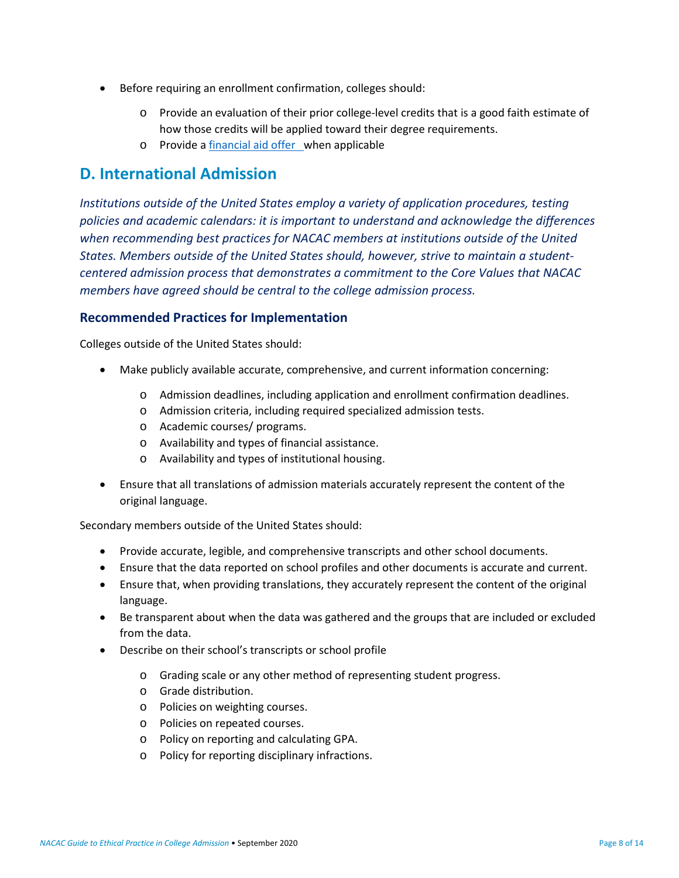- Before requiring an enrollment confirmation, colleges should:
  - Provide an evaluation of their prior college-level credits that is a good faith estimate of how those credits will be applied toward their degree requirements.
  - Provide a financial aid offer when applicable

## D. International Admission

*Institutions outside of the United States employ a variety of application procedures, testing policies and academic calendars: it is important to understand and acknowledge the differences when recommending best practices for NACAC members at institutions outside of the United States. Members outside of the United States should, however, strive to maintain a student-centered admission process that demonstrates a commitment to the Core Values that NACAC members have agreed should be central to the college admission process.*

### Recommended Practices for Implementation

Colleges outside of the United States should:

- Make publicly available accurate, comprehensive, and current information concerning:
  - Admission deadlines, including application and enrollment confirmation deadlines.
  - Admission criteria, including required specialized admission tests.
  - Academic courses/ programs.
  - Availability and types of financial assistance.
  - Availability and types of institutional housing.
- Ensure that all translations of admission materials accurately represent the content of the original language.

Secondary members outside of the United States should:

- Provide accurate, legible, and comprehensive transcripts and other school documents.
- Ensure that the data reported on school profiles and other documents is accurate and current.
- Ensure that, when providing translations, they accurately represent the content of the original language.
- Be transparent about when the data was gathered and the groups that are included or excluded from the data.
- Describe on their school's transcripts or school profile
  - Grading scale or any other method of representing student progress.
  - Grade distribution.
  - Policies on weighting courses.
  - Policies on repeated courses.
  - Policy on reporting and calculating GPA.
  - Policy for reporting disciplinary infractions.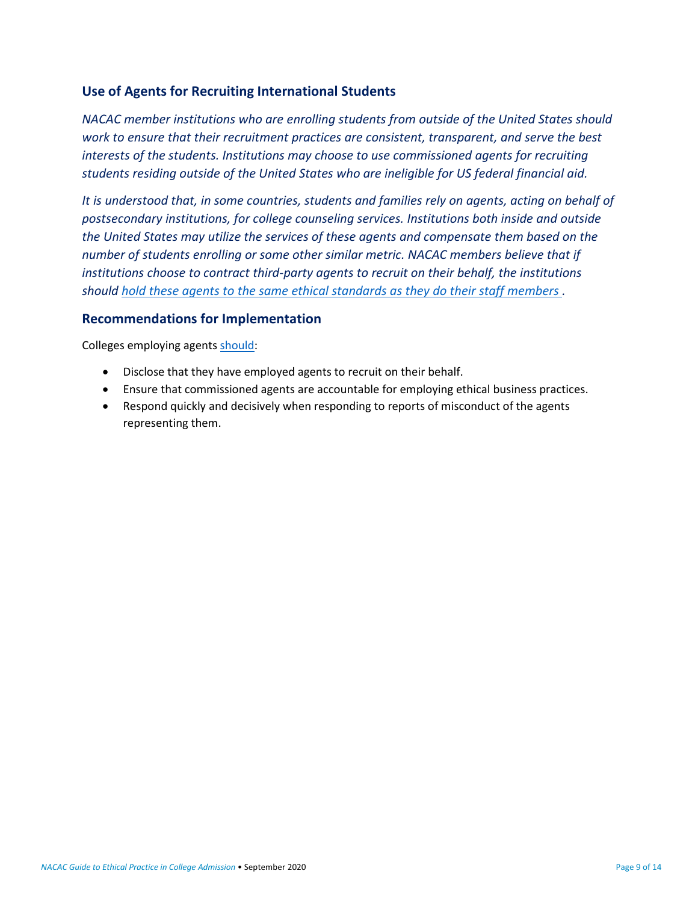## Use of Agents for Recruiting International Students

*NACAC member institutions who are enrolling students from outside of the United States should work to ensure that their recruitment practices are consistent, transparent, and serve the best interests of the students. Institutions may choose to use commissioned agents for recruiting students residing outside of the United States who are ineligible for US federal financial aid.*

*It is understood that, in some countries, students and families rely on agents, acting on behalf of postsecondary institutions, for college counseling services. Institutions both inside and outside the United States may utilize the services of these agents and compensate them based on the number of students enrolling or some other similar metric. NACAC members believe that if institutions choose to contract third-party agents to recruit on their behalf, the institutions should hold these agents to the same ethical standards as they do their staff members .*

## Recommendations for Implementation

Colleges employing agents should:

- Disclose that they have employed agents to recruit on their behalf.
- Ensure that commissioned agents are accountable for employing ethical business practices.
- Respond quickly and decisively when responding to reports of misconduct of the agents representing them.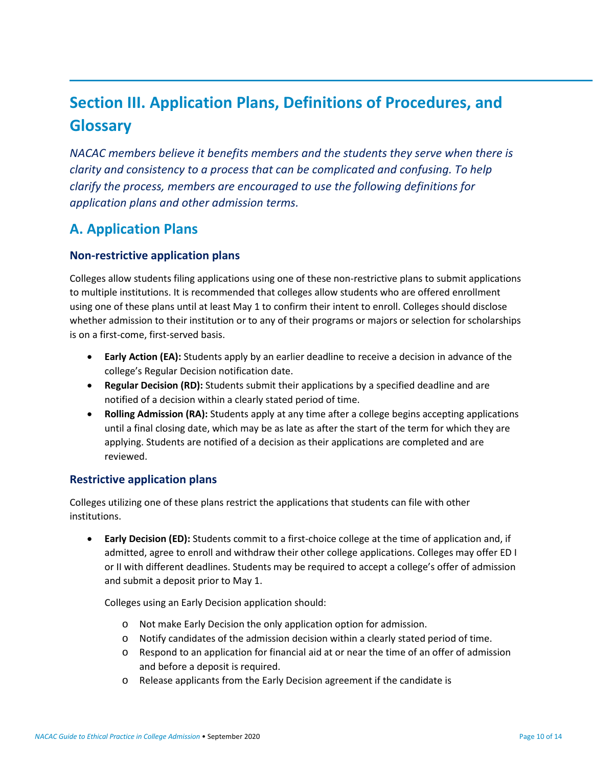# Section III. Application Plans, Definitions of Procedures, and Glossary

*NACAC members believe it benefits members and the students they serve when there is clarity and consistency to a process that can be complicated and confusing. To help clarify the process, members are encouraged to use the following definitions for application plans and other admission terms.*

## A. Application Plans

### Non-restrictive application plans

Colleges allow students filing applications using one of these non-restrictive plans to submit applications to multiple institutions. It is recommended that colleges allow students who are offered enrollment using one of these plans until at least May 1 to confirm their intent to enroll. Colleges should disclose whether admission to their institution or to any of their programs or majors or selection for scholarships is on a first-come, first-served basis.

- **Early Action (EA):** Students apply by an earlier deadline to receive a decision in advance of the college's Regular Decision notification date.
- **Regular Decision (RD):** Students submit their applications by a specified deadline and are notified of a decision within a clearly stated period of time.
- **Rolling Admission (RA):** Students apply at any time after a college begins accepting applications until a final closing date, which may be as late as after the start of the term for which they are applying. Students are notified of a decision as their applications are completed and are reviewed.

### Restrictive application plans

Colleges utilizing one of these plans restrict the applications that students can file with other institutions.

- **Early Decision (ED):** Students commit to a first-choice college at the time of application and, if admitted, agree to enroll and withdraw their other college applications. Colleges may offer ED I or II with different deadlines. Students may be required to accept a college's offer of admission and submit a deposit prior to May 1.

  Colleges using an Early Decision application should:

  - Not make Early Decision the only application option for admission.
  - Notify candidates of the admission decision within a clearly stated period of time.
  - Respond to an application for financial aid at or near the time of an offer of admission and before a deposit is required.
  - Release applicants from the Early Decision agreement if the candidate is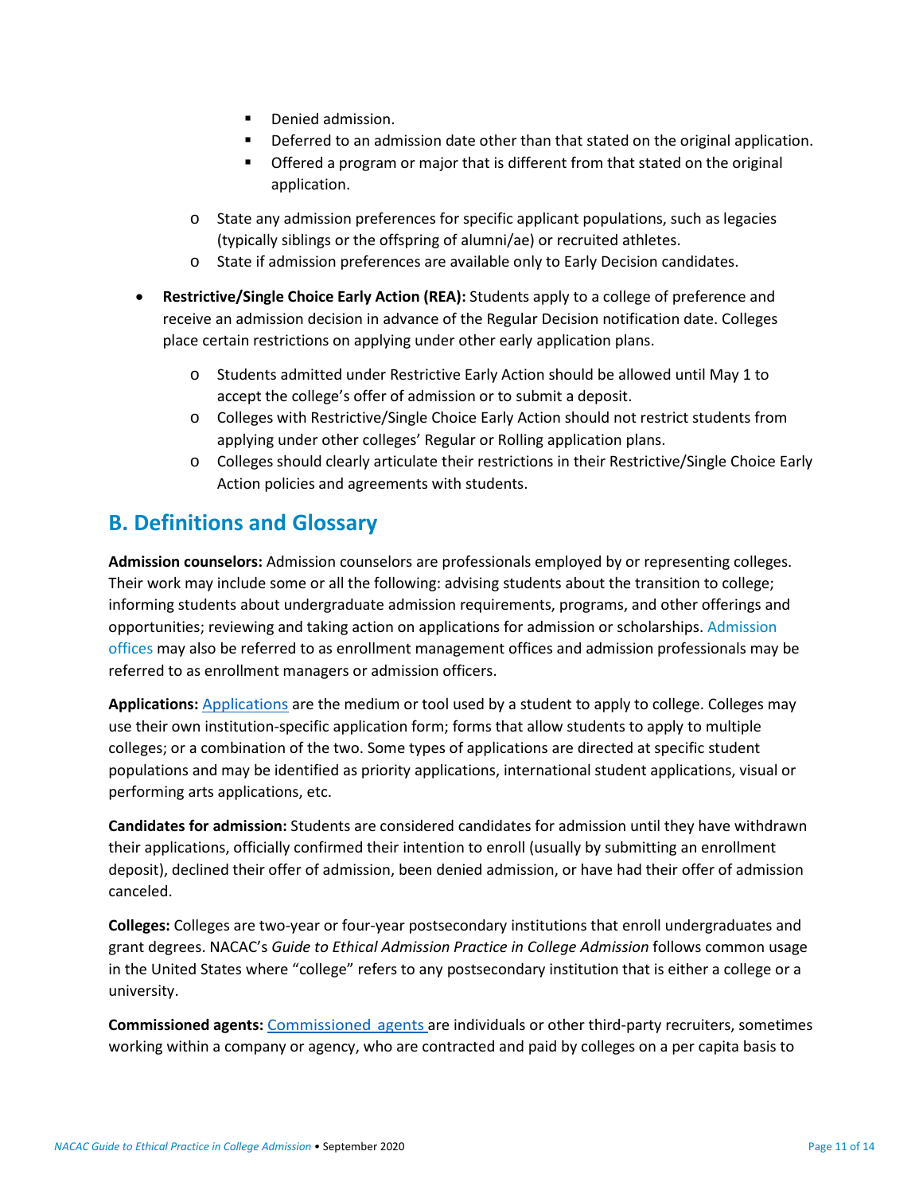- Denied admission.
        - Deferred to an admission date other than that stated on the original application.
        - Offered a program or major that is different from that stated on the original application.
    - State any admission preferences for specific applicant populations, such as legacies (typically siblings or the offspring of alumni/ae) or recruited athletes.
    - State if admission preferences are available only to Early Decision candidates.

- **Restrictive/Single Choice Early Action (REA):** Students apply to a college of preference and receive an admission decision in advance of the Regular Decision notification date. Colleges place certain restrictions on applying under other early application plans.
    - Students admitted under Restrictive Early Action should be allowed until May 1 to accept the college's offer of admission or to submit a deposit.
    - Colleges with Restrictive/Single Choice Early Action should not restrict students from applying under other colleges' Regular or Rolling application plans.
    - Colleges should clearly articulate their restrictions in their Restrictive/Single Choice Early Action policies and agreements with students.

## B. Definitions and Glossary

**Admission counselors:** Admission counselors are professionals employed by or representing colleges. Their work may include some or all the following: advising students about the transition to college; informing students about undergraduate admission requirements, programs, and other offerings and opportunities; reviewing and taking action on applications for admission or scholarships. Admission offices may also be referred to as enrollment management offices and admission professionals may be referred to as enrollment managers or admission officers.

**Applications:** Applications are the medium or tool used by a student to apply to college. Colleges may use their own institution-specific application form; forms that allow students to apply to multiple colleges; or a combination of the two. Some types of applications are directed at specific student populations and may be identified as priority applications, international student applications, visual or performing arts applications, etc.

**Candidates for admission:** Students are considered candidates for admission until they have withdrawn their applications, officially confirmed their intention to enroll (usually by submitting an enrollment deposit), declined their offer of admission, been denied admission, or have had their offer of admission canceled.

**Colleges:** Colleges are two-year or four-year postsecondary institutions that enroll undergraduates and grant degrees. NACAC's *Guide to Ethical Admission Practice in College Admission* follows common usage in the United States where "college" refers to any postsecondary institution that is either a college or a university.

**Commissioned agents:** Commissioned agents are individuals or other third-party recruiters, sometimes working within a company or agency, who are contracted and paid by colleges on a per capita basis to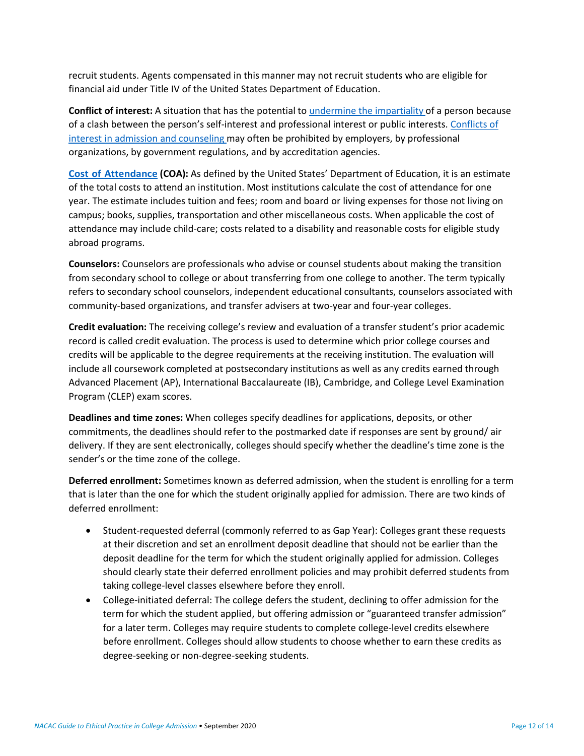recruit students. Agents compensated in this manner may not recruit students who are eligible for financial aid under Title IV of the United States Department of Education.

**Conflict of interest:** A situation that has the potential to undermine the impartiality of a person because of a clash between the person's self-interest and professional interest or public interests. Conflicts of interest in admission and counseling may often be prohibited by employers, by professional organizations, by government regulations, and by accreditation agencies.

**Cost of Attendance (COA):** As defined by the United States' Department of Education, it is an estimate of the total costs to attend an institution. Most institutions calculate the cost of attendance for one year. The estimate includes tuition and fees; room and board or living expenses for those not living on campus; books, supplies, transportation and other miscellaneous costs. When applicable the cost of attendance may include child-care; costs related to a disability and reasonable costs for eligible study abroad programs.

**Counselors:** Counselors are professionals who advise or counsel students about making the transition from secondary school to college or about transferring from one college to another. The term typically refers to secondary school counselors, independent educational consultants, counselors associated with community-based organizations, and transfer advisers at two-year and four-year colleges.

**Credit evaluation:** The receiving college's review and evaluation of a transfer student's prior academic record is called credit evaluation. The process is used to determine which prior college courses and credits will be applicable to the degree requirements at the receiving institution. The evaluation will include all coursework completed at postsecondary institutions as well as any credits earned through Advanced Placement (AP), International Baccalaureate (IB), Cambridge, and College Level Examination Program (CLEP) exam scores.

**Deadlines and time zones:** When colleges specify deadlines for applications, deposits, or other commitments, the deadlines should refer to the postmarked date if responses are sent by ground/ air delivery. If they are sent electronically, colleges should specify whether the deadline's time zone is the sender's or the time zone of the college.

**Deferred enrollment:** Sometimes known as deferred admission, when the student is enrolling for a term that is later than the one for which the student originally applied for admission. There are two kinds of deferred enrollment:

- Student-requested deferral (commonly referred to as Gap Year): Colleges grant these requests at their discretion and set an enrollment deposit deadline that should not be earlier than the deposit deadline for the term for which the student originally applied for admission. Colleges should clearly state their deferred enrollment policies and may prohibit deferred students from taking college-level classes elsewhere before they enroll.
- College-initiated deferral: The college defers the student, declining to offer admission for the term for which the student applied, but offering admission or "guaranteed transfer admission" for a later term. Colleges may require students to complete college-level credits elsewhere before enrollment. Colleges should allow students to choose whether to earn these credits as degree-seeking or non-degree-seeking students.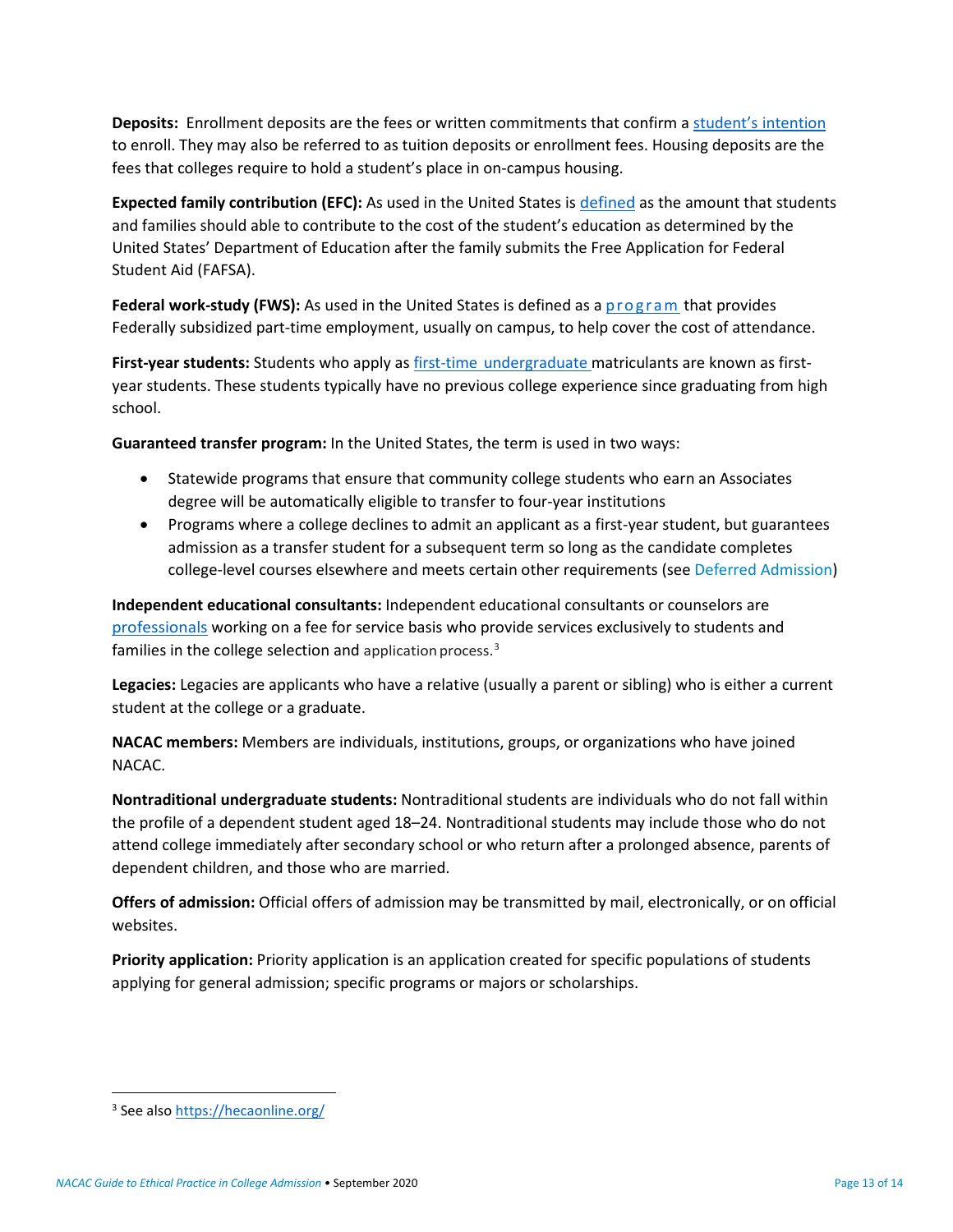**Deposits:** Enrollment deposits are the fees or written commitments that confirm a student's intention to enroll. They may also be referred to as tuition deposits or enrollment fees. Housing deposits are the fees that colleges require to hold a student's place in on-campus housing.

**Expected family contribution (EFC):** As used in the United States is defined as the amount that students and families should able to contribute to the cost of the student's education as determined by the United States' Department of Education after the family submits the Free Application for Federal Student Aid (FAFSA).

**Federal work-study (FWS):** As used in the United States is defined as a program that provides Federally subsidized part-time employment, usually on campus, to help cover the cost of attendance.

**First-year students:** Students who apply as first-time undergraduate matriculants are known as first-year students. These students typically have no previous college experience since graduating from high school.

**Guaranteed transfer program:** In the United States, the term is used in two ways:

- Statewide programs that ensure that community college students who earn an Associates degree will be automatically eligible to transfer to four-year institutions
- Programs where a college declines to admit an applicant as a first-year student, but guarantees admission as a transfer student for a subsequent term so long as the candidate completes college-level courses elsewhere and meets certain other requirements (see Deferred Admission)

**Independent educational consultants:** Independent educational consultants or counselors are professionals working on a fee for service basis who provide services exclusively to students and families in the college selection and application process.[3]

**Legacies:** Legacies are applicants who have a relative (usually a parent or sibling) who is either a current student at the college or a graduate.

**NACAC members:** Members are individuals, institutions, groups, or organizations who have joined NACAC.

**Nontraditional undergraduate students:** Nontraditional students are individuals who do not fall within the profile of a dependent student aged 18–24. Nontraditional students may include those who do not attend college immediately after secondary school or who return after a prolonged absence, parents of dependent children, and those who are married.

**Offers of admission:** Official offers of admission may be transmitted by mail, electronically, or on official websites.

**Priority application:** Priority application is an application created for specific populations of students applying for general admission; specific programs or majors or scholarships.

---

[3] See also https://hecaonline.org/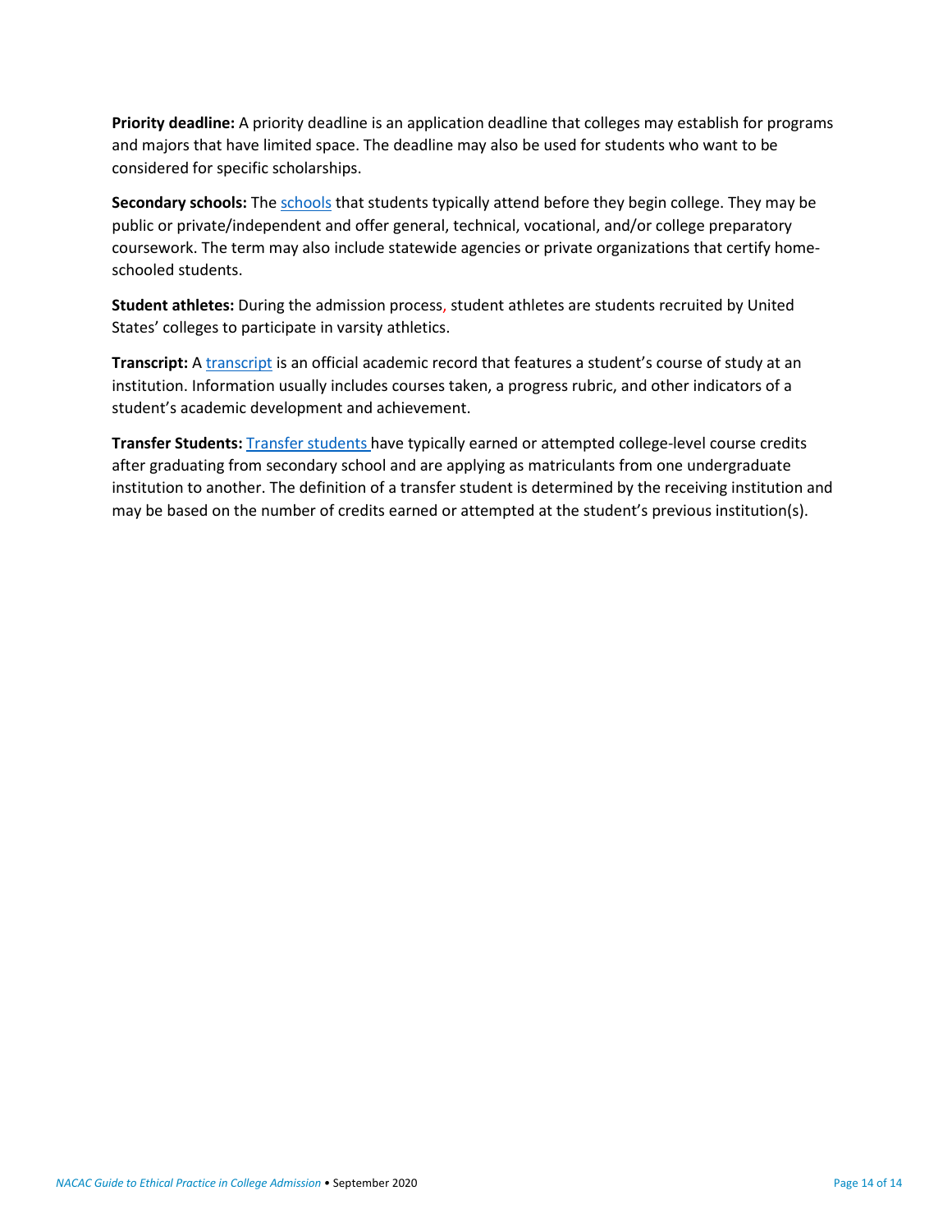**Priority deadline:** A priority deadline is an application deadline that colleges may establish for programs and majors that have limited space. The deadline may also be used for students who want to be considered for specific scholarships.

**Secondary schools:** The schools that students typically attend before they begin college. They may be public or private/independent and offer general, technical, vocational, and/or college preparatory coursework. The term may also include statewide agencies or private organizations that certify home-schooled students.

**Student athletes:** During the admission process, student athletes are students recruited by United States' colleges to participate in varsity athletics.

**Transcript:** A transcript is an official academic record that features a student's course of study at an institution. Information usually includes courses taken, a progress rubric, and other indicators of a student's academic development and achievement.

**Transfer Students:** Transfer students have typically earned or attempted college-level course credits after graduating from secondary school and are applying as matriculants from one undergraduate institution to another. The definition of a transfer student is determined by the receiving institution and may be based on the number of credits earned or attempted at the student's previous institution(s).